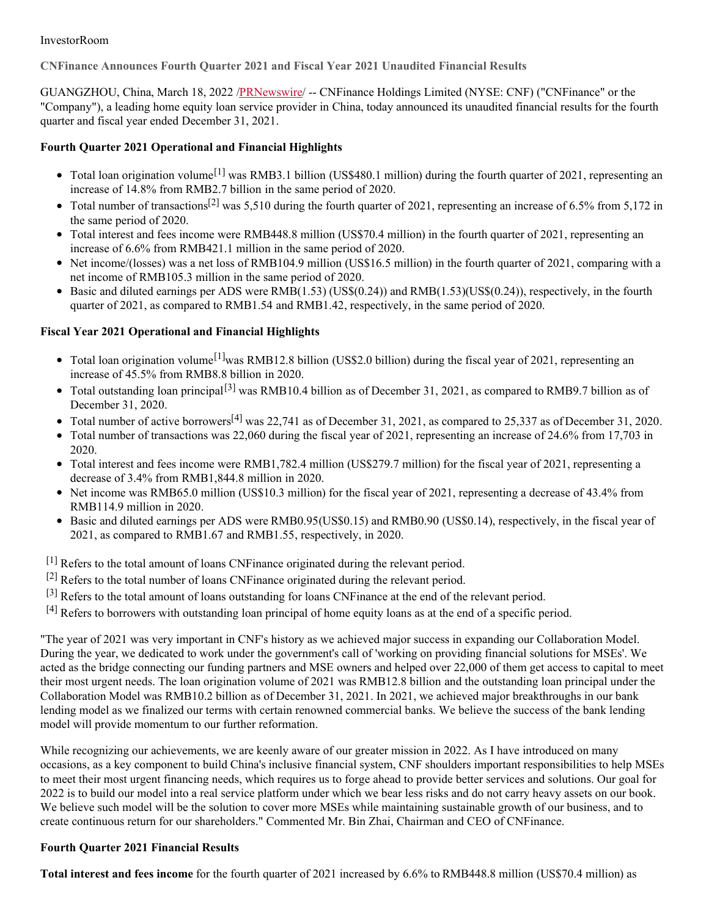InvestorRoom

# CNFinance Announces Fourth Quarter 2021 and Fiscal Year 2021 Unaudited Financial Results

GUANGZHOU, China, March 18, 2022 /PRNewswire/ -- CNFinance Holdings Limited (NYSE: CNF) ("CNFinance" or the "Company"), a leading home equity loan service provider in China, today announced its unaudited financial results for the fourth quarter and fiscal year ended December 31, 2021.

## Fourth Quarter 2021 Operational and Financial Highlights

- Total loan origination volume[1] was RMB3.1 billion (US$480.1 million) during the fourth quarter of 2021, representing an increase of 14.8% from RMB2.7 billion in the same period of 2020.
- Total number of transactions[2] was 5,510 during the fourth quarter of 2021, representing an increase of 6.5% from 5,172 in the same period of 2020.
- Total interest and fees income were RMB448.8 million (US$70.4 million) in the fourth quarter of 2021, representing an increase of 6.6% from RMB421.1 million in the same period of 2020.
- Net income/(losses) was a net loss of RMB104.9 million (US$16.5 million) in the fourth quarter of 2021, comparing with a net income of RMB105.3 million in the same period of 2020.
- Basic and diluted earnings per ADS were RMB(1.53) (US$(0.24)) and RMB(1.53)(US$(0.24)), respectively, in the fourth quarter of 2021, as compared to RMB1.54 and RMB1.42, respectively, in the same period of 2020.

## Fiscal Year 2021 Operational and Financial Highlights

- Total loan origination volume[1]was RMB12.8 billion (US$2.0 billion) during the fiscal year of 2021, representing an increase of 45.5% from RMB8.8 billion in 2020.
- Total outstanding loan principal[3] was RMB10.4 billion as of December 31, 2021, as compared to RMB9.7 billion as of December 31, 2020.
- Total number of active borrowers[4] was 22,741 as of December 31, 2021, as compared to 25,337 as of December 31, 2020.
- Total number of transactions was 22,060 during the fiscal year of 2021, representing an increase of 24.6% from 17,703 in 2020.
- Total interest and fees income were RMB1,782.4 million (US$279.7 million) for the fiscal year of 2021, representing a decrease of 3.4% from RMB1,844.8 million in 2020.
- Net income was RMB65.0 million (US$10.3 million) for the fiscal year of 2021, representing a decrease of 43.4% from RMB114.9 million in 2020.
- Basic and diluted earnings per ADS were RMB0.95(US$0.15) and RMB0.90 (US$0.14), respectively, in the fiscal year of 2021, as compared to RMB1.67 and RMB1.55, respectively, in 2020.

[1] Refers to the total amount of loans CNFinance originated during the relevant period.

[2] Refers to the total number of loans CNFinance originated during the relevant period.

[3] Refers to the total amount of loans outstanding for loans CNFinance at the end of the relevant period.

[4] Refers to borrowers with outstanding loan principal of home equity loans as at the end of a specific period.

"The year of 2021 was very important in CNF's history as we achieved major success in expanding our Collaboration Model. During the year, we dedicated to work under the government's call of 'working on providing financial solutions for MSEs'. We acted as the bridge connecting our funding partners and MSE owners and helped over 22,000 of them get access to capital to meet their most urgent needs. The loan origination volume of 2021 was RMB12.8 billion and the outstanding loan principal under the Collaboration Model was RMB10.2 billion as of December 31, 2021. In 2021, we achieved major breakthroughs in our bank lending model as we finalized our terms with certain renowned commercial banks. We believe the success of the bank lending model will provide momentum to our further reformation.

While recognizing our achievements, we are keenly aware of our greater mission in 2022. As I have introduced on many occasions, as a key component to build China's inclusive financial system, CNF shoulders important responsibilities to help MSEs to meet their most urgent financing needs, which requires us to forge ahead to provide better services and solutions. Our goal for 2022 is to build our model into a real service platform under which we bear less risks and do not carry heavy assets on our book. We believe such model will be the solution to cover more MSEs while maintaining sustainable growth of our business, and to create continuous return for our shareholders." Commented Mr. Bin Zhai, Chairman and CEO of CNFinance.

## Fourth Quarter 2021 Financial Results

**Total interest and fees income** for the fourth quarter of 2021 increased by 6.6% to RMB448.8 million (US$70.4 million) as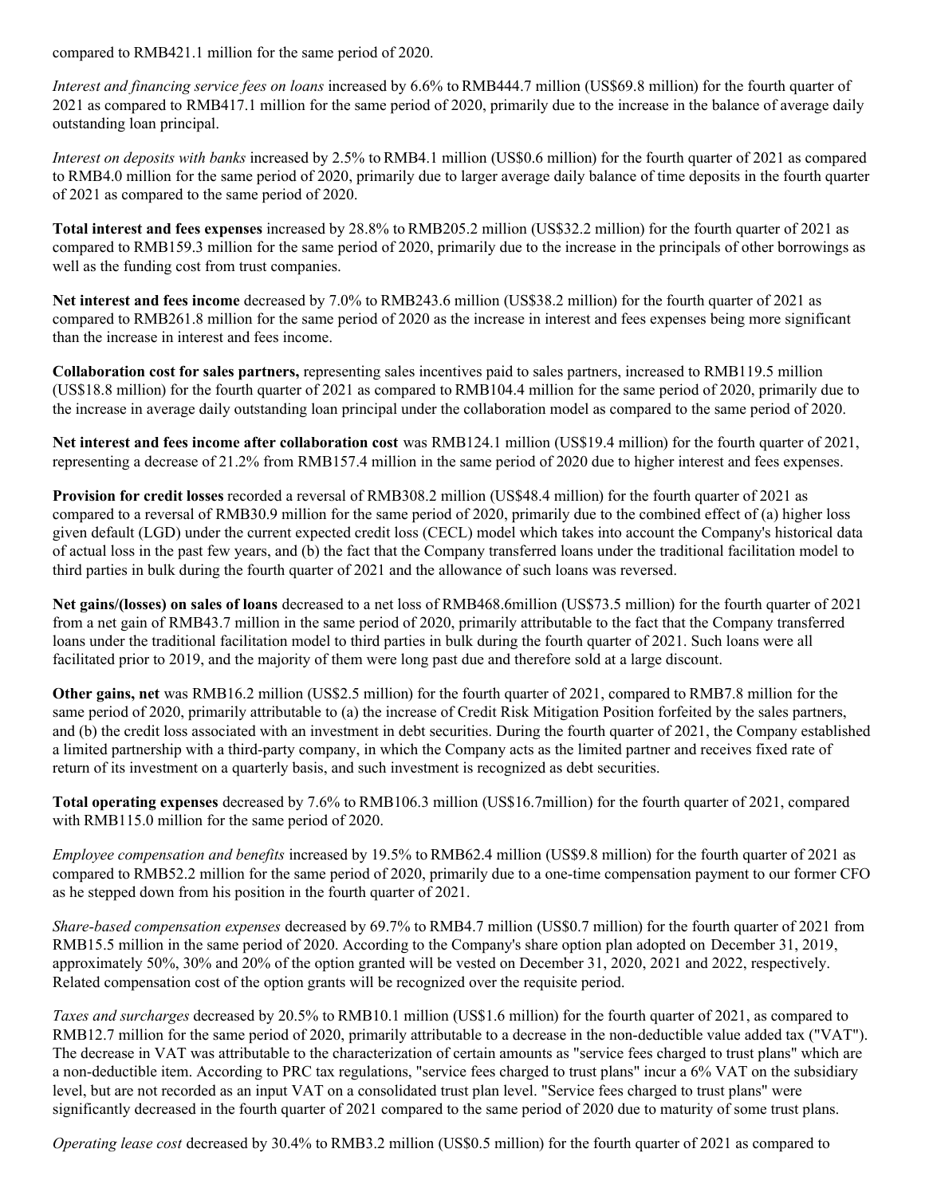compared to RMB421.1 million for the same period of 2020.

*Interest and financing service fees on loans* increased by 6.6% to RMB444.7 million (US$69.8 million) for the fourth quarter of 2021 as compared to RMB417.1 million for the same period of 2020, primarily due to the increase in the balance of average daily outstanding loan principal.

*Interest on deposits with banks* increased by 2.5% to RMB4.1 million (US$0.6 million) for the fourth quarter of 2021 as compared to RMB4.0 million for the same period of 2020, primarily due to larger average daily balance of time deposits in the fourth quarter of 2021 as compared to the same period of 2020.

**Total interest and fees expenses** increased by 28.8% to RMB205.2 million (US$32.2 million) for the fourth quarter of 2021 as compared to RMB159.3 million for the same period of 2020, primarily due to the increase in the principals of other borrowings as well as the funding cost from trust companies.

**Net interest and fees income** decreased by 7.0% to RMB243.6 million (US$38.2 million) for the fourth quarter of 2021 as compared to RMB261.8 million for the same period of 2020 as the increase in interest and fees expenses being more significant than the increase in interest and fees income.

**Collaboration cost for sales partners,** representing sales incentives paid to sales partners, increased to RMB119.5 million (US$18.8 million) for the fourth quarter of 2021 as compared to RMB104.4 million for the same period of 2020, primarily due to the increase in average daily outstanding loan principal under the collaboration model as compared to the same period of 2020.

**Net interest and fees income after collaboration cost** was RMB124.1 million (US$19.4 million) for the fourth quarter of 2021, representing a decrease of 21.2% from RMB157.4 million in the same period of 2020 due to higher interest and fees expenses.

**Provision for credit losses** recorded a reversal of RMB308.2 million (US$48.4 million) for the fourth quarter of 2021 as compared to a reversal of RMB30.9 million for the same period of 2020, primarily due to the combined effect of (a) higher loss given default (LGD) under the current expected credit loss (CECL) model which takes into account the Company's historical data of actual loss in the past few years, and (b) the fact that the Company transferred loans under the traditional facilitation model to third parties in bulk during the fourth quarter of 2021 and the allowance of such loans was reversed.

**Net gains/(losses) on sales of loans** decreased to a net loss of RMB468.6million (US$73.5 million) for the fourth quarter of 2021 from a net gain of RMB43.7 million in the same period of 2020, primarily attributable to the fact that the Company transferred loans under the traditional facilitation model to third parties in bulk during the fourth quarter of 2021. Such loans were all facilitated prior to 2019, and the majority of them were long past due and therefore sold at a large discount.

**Other gains, net** was RMB16.2 million (US$2.5 million) for the fourth quarter of 2021, compared to RMB7.8 million for the same period of 2020, primarily attributable to (a) the increase of Credit Risk Mitigation Position forfeited by the sales partners, and (b) the credit loss associated with an investment in debt securities. During the fourth quarter of 2021, the Company established a limited partnership with a third-party company, in which the Company acts as the limited partner and receives fixed rate of return of its investment on a quarterly basis, and such investment is recognized as debt securities.

**Total operating expenses** decreased by 7.6% to RMB106.3 million (US$16.7million) for the fourth quarter of 2021, compared with RMB115.0 million for the same period of 2020.

*Employee compensation and benefits* increased by 19.5% to RMB62.4 million (US$9.8 million) for the fourth quarter of 2021 as compared to RMB52.2 million for the same period of 2020, primarily due to a one-time compensation payment to our former CFO as he stepped down from his position in the fourth quarter of 2021.

*Share-based compensation expenses* decreased by 69.7% to RMB4.7 million (US$0.7 million) for the fourth quarter of 2021 from RMB15.5 million in the same period of 2020. According to the Company's share option plan adopted on December 31, 2019, approximately 50%, 30% and 20% of the option granted will be vested on December 31, 2020, 2021 and 2022, respectively. Related compensation cost of the option grants will be recognized over the requisite period.

*Taxes and surcharges* decreased by 20.5% to RMB10.1 million (US$1.6 million) for the fourth quarter of 2021, as compared to RMB12.7 million for the same period of 2020, primarily attributable to a decrease in the non-deductible value added tax ("VAT"). The decrease in VAT was attributable to the characterization of certain amounts as "service fees charged to trust plans" which are a non-deductible item. According to PRC tax regulations, "service fees charged to trust plans" incur a 6% VAT on the subsidiary level, but are not recorded as an input VAT on a consolidated trust plan level. "Service fees charged to trust plans" were significantly decreased in the fourth quarter of 2021 compared to the same period of 2020 due to maturity of some trust plans.

*Operating lease cost* decreased by 30.4% to RMB3.2 million (US$0.5 million) for the fourth quarter of 2021 as compared to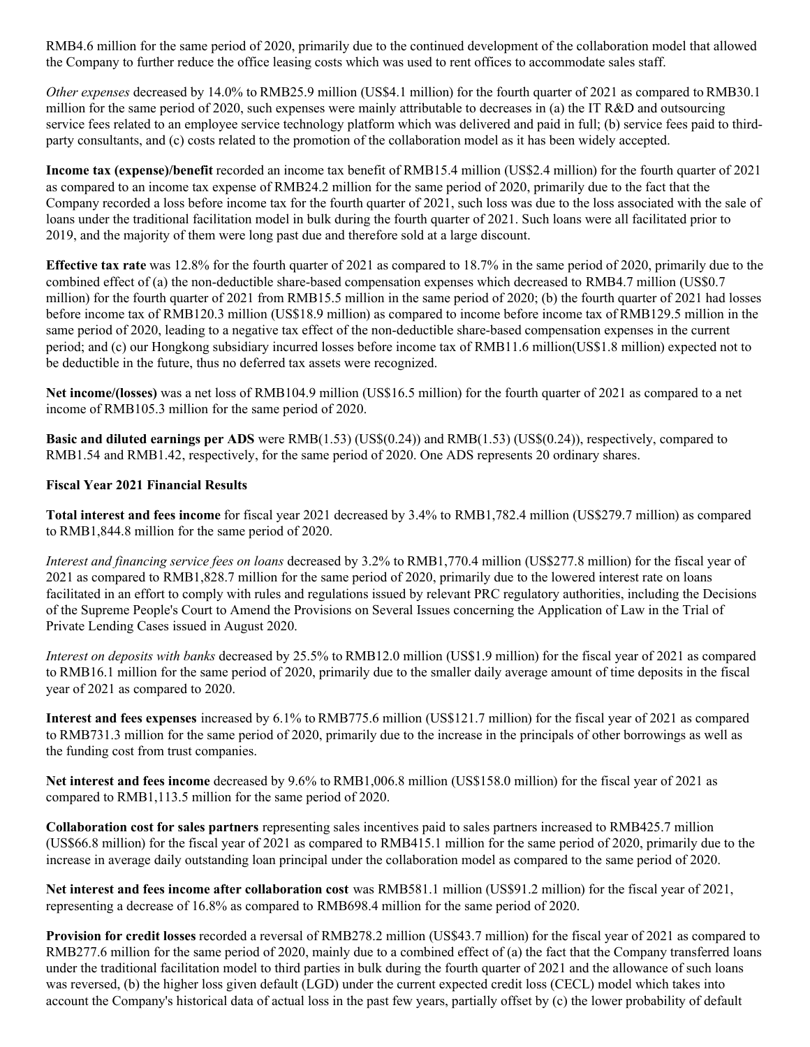RMB4.6 million for the same period of 2020, primarily due to the continued development of the collaboration model that allowed the Company to further reduce the office leasing costs which was used to rent offices to accommodate sales staff.

*Other expenses* decreased by 14.0% to RMB25.9 million (US$4.1 million) for the fourth quarter of 2021 as compared to RMB30.1 million for the same period of 2020, such expenses were mainly attributable to decreases in (a) the IT R&D and outsourcing service fees related to an employee service technology platform which was delivered and paid in full; (b) service fees paid to third-party consultants, and (c) costs related to the promotion of the collaboration model as it has been widely accepted.

**Income tax (expense)/benefit** recorded an income tax benefit of RMB15.4 million (US$2.4 million) for the fourth quarter of 2021 as compared to an income tax expense of RMB24.2 million for the same period of 2020, primarily due to the fact that the Company recorded a loss before income tax for the fourth quarter of 2021, such loss was due to the loss associated with the sale of loans under the traditional facilitation model in bulk during the fourth quarter of 2021. Such loans were all facilitated prior to 2019, and the majority of them were long past due and therefore sold at a large discount.

**Effective tax rate** was 12.8% for the fourth quarter of 2021 as compared to 18.7% in the same period of 2020, primarily due to the combined effect of (a) the non-deductible share-based compensation expenses which decreased to RMB4.7 million (US$0.7 million) for the fourth quarter of 2021 from RMB15.5 million in the same period of 2020; (b) the fourth quarter of 2021 had losses before income tax of RMB120.3 million (US$18.9 million) as compared to income before income tax of RMB129.5 million in the same period of 2020, leading to a negative tax effect of the non-deductible share-based compensation expenses in the current period; and (c) our Hongkong subsidiary incurred losses before income tax of RMB11.6 million(US$1.8 million) expected not to be deductible in the future, thus no deferred tax assets were recognized.

**Net income/(losses)** was a net loss of RMB104.9 million (US$16.5 million) for the fourth quarter of 2021 as compared to a net income of RMB105.3 million for the same period of 2020.

**Basic and diluted earnings per ADS** were RMB(1.53) (US$(0.24)) and RMB(1.53) (US$(0.24)), respectively, compared to RMB1.54 and RMB1.42, respectively, for the same period of 2020. One ADS represents 20 ordinary shares.

**Fiscal Year 2021 Financial Results**

**Total interest and fees income** for fiscal year 2021 decreased by 3.4% to RMB1,782.4 million (US$279.7 million) as compared to RMB1,844.8 million for the same period of 2020.

*Interest and financing service fees on loans* decreased by 3.2% to RMB1,770.4 million (US$277.8 million) for the fiscal year of 2021 as compared to RMB1,828.7 million for the same period of 2020, primarily due to the lowered interest rate on loans facilitated in an effort to comply with rules and regulations issued by relevant PRC regulatory authorities, including the Decisions of the Supreme People's Court to Amend the Provisions on Several Issues concerning the Application of Law in the Trial of Private Lending Cases issued in August 2020.

*Interest on deposits with banks* decreased by 25.5% to RMB12.0 million (US$1.9 million) for the fiscal year of 2021 as compared to RMB16.1 million for the same period of 2020, primarily due to the smaller daily average amount of time deposits in the fiscal year of 2021 as compared to 2020.

**Interest and fees expenses** increased by 6.1% to RMB775.6 million (US$121.7 million) for the fiscal year of 2021 as compared to RMB731.3 million for the same period of 2020, primarily due to the increase in the principals of other borrowings as well as the funding cost from trust companies.

**Net interest and fees income** decreased by 9.6% to RMB1,006.8 million (US$158.0 million) for the fiscal year of 2021 as compared to RMB1,113.5 million for the same period of 2020.

**Collaboration cost for sales partners** representing sales incentives paid to sales partners increased to RMB425.7 million (US$66.8 million) for the fiscal year of 2021 as compared to RMB415.1 million for the same period of 2020, primarily due to the increase in average daily outstanding loan principal under the collaboration model as compared to the same period of 2020.

**Net interest and fees income after collaboration cost** was RMB581.1 million (US$91.2 million) for the fiscal year of 2021, representing a decrease of 16.8% as compared to RMB698.4 million for the same period of 2020.

**Provision for credit losses** recorded a reversal of RMB278.2 million (US$43.7 million) for the fiscal year of 2021 as compared to RMB277.6 million for the same period of 2020, mainly due to a combined effect of (a) the fact that the Company transferred loans under the traditional facilitation model to third parties in bulk during the fourth quarter of 2021 and the allowance of such loans was reversed, (b) the higher loss given default (LGD) under the current expected credit loss (CECL) model which takes into account the Company's historical data of actual loss in the past few years, partially offset by (c) the lower probability of default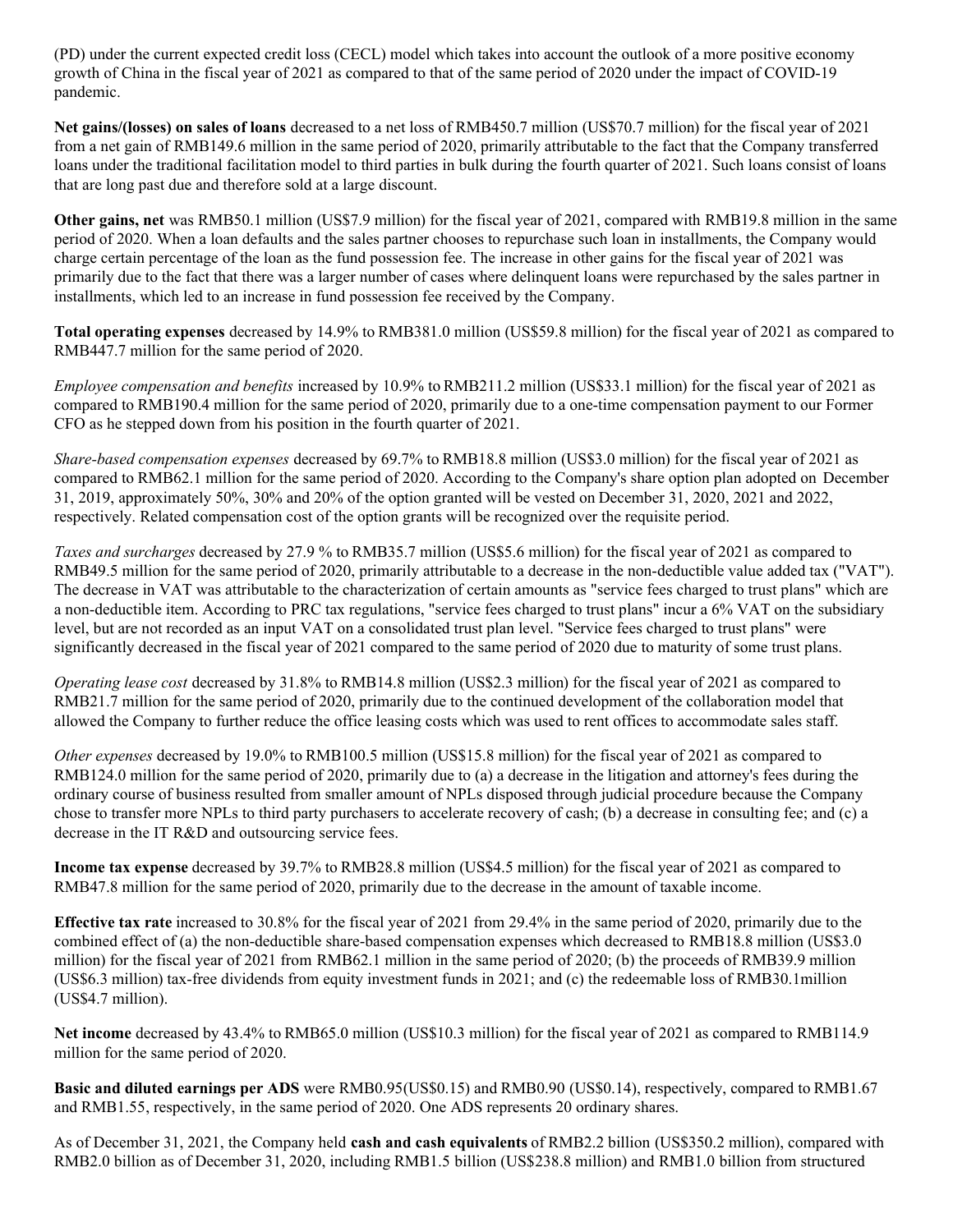(PD) under the current expected credit loss (CECL) model which takes into account the outlook of a more positive economy growth of China in the fiscal year of 2021 as compared to that of the same period of 2020 under the impact of COVID-19 pandemic.

**Net gains/(losses) on sales of loans** decreased to a net loss of RMB450.7 million (US$70.7 million) for the fiscal year of 2021 from a net gain of RMB149.6 million in the same period of 2020, primarily attributable to the fact that the Company transferred loans under the traditional facilitation model to third parties in bulk during the fourth quarter of 2021. Such loans consist of loans that are long past due and therefore sold at a large discount.

**Other gains, net** was RMB50.1 million (US$7.9 million) for the fiscal year of 2021, compared with RMB19.8 million in the same period of 2020. When a loan defaults and the sales partner chooses to repurchase such loan in installments, the Company would charge certain percentage of the loan as the fund possession fee. The increase in other gains for the fiscal year of 2021 was primarily due to the fact that there was a larger number of cases where delinquent loans were repurchased by the sales partner in installments, which led to an increase in fund possession fee received by the Company.

**Total operating expenses** decreased by 14.9% to RMB381.0 million (US$59.8 million) for the fiscal year of 2021 as compared to RMB447.7 million for the same period of 2020.

*Employee compensation and benefits* increased by 10.9% to RMB211.2 million (US$33.1 million) for the fiscal year of 2021 as compared to RMB190.4 million for the same period of 2020, primarily due to a one-time compensation payment to our Former CFO as he stepped down from his position in the fourth quarter of 2021.

*Share-based compensation expenses* decreased by 69.7% to RMB18.8 million (US$3.0 million) for the fiscal year of 2021 as compared to RMB62.1 million for the same period of 2020. According to the Company's share option plan adopted on December 31, 2019, approximately 50%, 30% and 20% of the option granted will be vested on December 31, 2020, 2021 and 2022, respectively. Related compensation cost of the option grants will be recognized over the requisite period.

*Taxes and surcharges* decreased by 27.9 % to RMB35.7 million (US$5.6 million) for the fiscal year of 2021 as compared to RMB49.5 million for the same period of 2020, primarily attributable to a decrease in the non-deductible value added tax ("VAT"). The decrease in VAT was attributable to the characterization of certain amounts as "service fees charged to trust plans" which are a non-deductible item. According to PRC tax regulations, "service fees charged to trust plans" incur a 6% VAT on the subsidiary level, but are not recorded as an input VAT on a consolidated trust plan level. "Service fees charged to trust plans" were significantly decreased in the fiscal year of 2021 compared to the same period of 2020 due to maturity of some trust plans.

*Operating lease cost* decreased by 31.8% to RMB14.8 million (US$2.3 million) for the fiscal year of 2021 as compared to RMB21.7 million for the same period of 2020, primarily due to the continued development of the collaboration model that allowed the Company to further reduce the office leasing costs which was used to rent offices to accommodate sales staff.

*Other expenses* decreased by 19.0% to RMB100.5 million (US$15.8 million) for the fiscal year of 2021 as compared to RMB124.0 million for the same period of 2020, primarily due to (a) a decrease in the litigation and attorney's fees during the ordinary course of business resulted from smaller amount of NPLs disposed through judicial procedure because the Company chose to transfer more NPLs to third party purchasers to accelerate recovery of cash; (b) a decrease in consulting fee; and (c) a decrease in the IT R&D and outsourcing service fees.

**Income tax expense** decreased by 39.7% to RMB28.8 million (US$4.5 million) for the fiscal year of 2021 as compared to RMB47.8 million for the same period of 2020, primarily due to the decrease in the amount of taxable income.

**Effective tax rate** increased to 30.8% for the fiscal year of 2021 from 29.4% in the same period of 2020, primarily due to the combined effect of (a) the non-deductible share-based compensation expenses which decreased to RMB18.8 million (US$3.0 million) for the fiscal year of 2021 from RMB62.1 million in the same period of 2020; (b) the proceeds of RMB39.9 million (US$6.3 million) tax-free dividends from equity investment funds in 2021; and (c) the redeemable loss of RMB30.1million (US$4.7 million).

**Net income** decreased by 43.4% to RMB65.0 million (US$10.3 million) for the fiscal year of 2021 as compared to RMB114.9 million for the same period of 2020.

**Basic and diluted earnings per ADS** were RMB0.95(US$0.15) and RMB0.90 (US$0.14), respectively, compared to RMB1.67 and RMB1.55, respectively, in the same period of 2020. One ADS represents 20 ordinary shares.

As of December 31, 2021, the Company held **cash and cash equivalents** of RMB2.2 billion (US$350.2 million), compared with RMB2.0 billion as of December 31, 2020, including RMB1.5 billion (US$238.8 million) and RMB1.0 billion from structured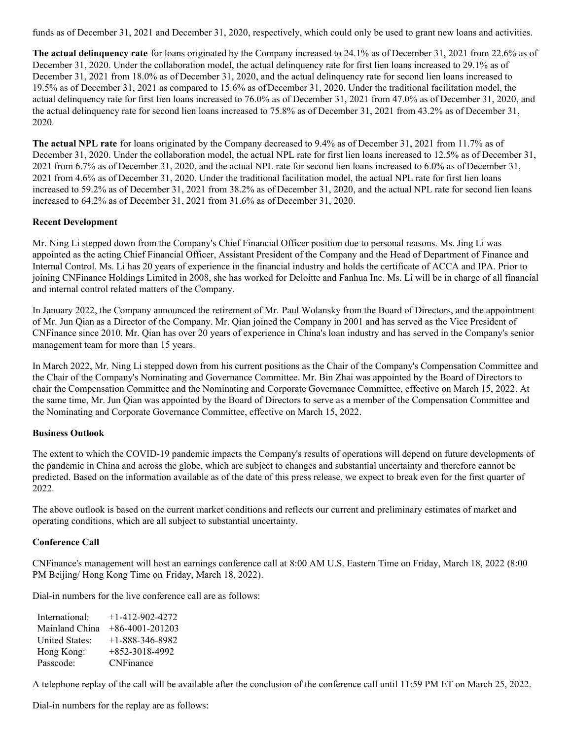funds as of December 31, 2021 and December 31, 2020, respectively, which could only be used to grant new loans and activities.

**The actual delinquency rate** for loans originated by the Company increased to 24.1% as of December 31, 2021 from 22.6% as of December 31, 2020. Under the collaboration model, the actual delinquency rate for first lien loans increased to 29.1% as of December 31, 2021 from 18.0% as of December 31, 2020, and the actual delinquency rate for second lien loans increased to 19.5% as of December 31, 2021 as compared to 15.6% as of December 31, 2020. Under the traditional facilitation model, the actual delinquency rate for first lien loans increased to 76.0% as of December 31, 2021 from 47.0% as of December 31, 2020, and the actual delinquency rate for second lien loans increased to 75.8% as of December 31, 2021 from 43.2% as of December 31, 2020.

**The actual NPL rate** for loans originated by the Company decreased to 9.4% as of December 31, 2021 from 11.7% as of December 31, 2020. Under the collaboration model, the actual NPL rate for first lien loans increased to 12.5% as of December 31, 2021 from 6.7% as of December 31, 2020, and the actual NPL rate for second lien loans increased to 6.0% as of December 31, 2021 from 4.6% as of December 31, 2020. Under the traditional facilitation model, the actual NPL rate for first lien loans increased to 59.2% as of December 31, 2021 from 38.2% as of December 31, 2020, and the actual NPL rate for second lien loans increased to 64.2% as of December 31, 2021 from 31.6% as of December 31, 2020.

**Recent Development**

Mr. Ning Li stepped down from the Company's Chief Financial Officer position due to personal reasons. Ms. Jing Li was appointed as the acting Chief Financial Officer, Assistant President of the Company and the Head of Department of Finance and Internal Control. Ms. Li has 20 years of experience in the financial industry and holds the certificate of ACCA and IPA. Prior to joining CNFinance Holdings Limited in 2008, she has worked for Deloitte and Fanhua Inc. Ms. Li will be in charge of all financial and internal control related matters of the Company.

In January 2022, the Company announced the retirement of Mr. Paul Wolansky from the Board of Directors, and the appointment of Mr. Jun Qian as a Director of the Company. Mr. Qian joined the Company in 2001 and has served as the Vice President of CNFinance since 2010. Mr. Qian has over 20 years of experience in China's loan industry and has served in the Company's senior management team for more than 15 years.

In March 2022, Mr. Ning Li stepped down from his current positions as the Chair of the Company's Compensation Committee and the Chair of the Company's Nominating and Governance Committee. Mr. Bin Zhai was appointed by the Board of Directors to chair the Compensation Committee and the Nominating and Corporate Governance Committee, effective on March 15, 2022. At the same time, Mr. Jun Qian was appointed by the Board of Directors to serve as a member of the Compensation Committee and the Nominating and Corporate Governance Committee, effective on March 15, 2022.

**Business Outlook**

The extent to which the COVID-19 pandemic impacts the Company's results of operations will depend on future developments of the pandemic in China and across the globe, which are subject to changes and substantial uncertainty and therefore cannot be predicted. Based on the information available as of the date of this press release, we expect to break even for the first quarter of 2022.

The above outlook is based on the current market conditions and reflects our current and preliminary estimates of market and operating conditions, which are all subject to substantial uncertainty.

**Conference Call**

CNFinance's management will host an earnings conference call at 8:00 AM U.S. Eastern Time on Friday, March 18, 2022 (8:00 PM Beijing/ Hong Kong Time on Friday, March 18, 2022).

Dial-in numbers for the live conference call are as follows:

| | |
|---|---|
| International: | +1-412-902-4272 |
| Mainland China | +86-4001-201203 |
| United States: | +1-888-346-8982 |
| Hong Kong: | +852-3018-4992 |
| Passcode: | CNFinance |

A telephone replay of the call will be available after the conclusion of the conference call until 11:59 PM ET on March 25, 2022.

Dial-in numbers for the replay are as follows: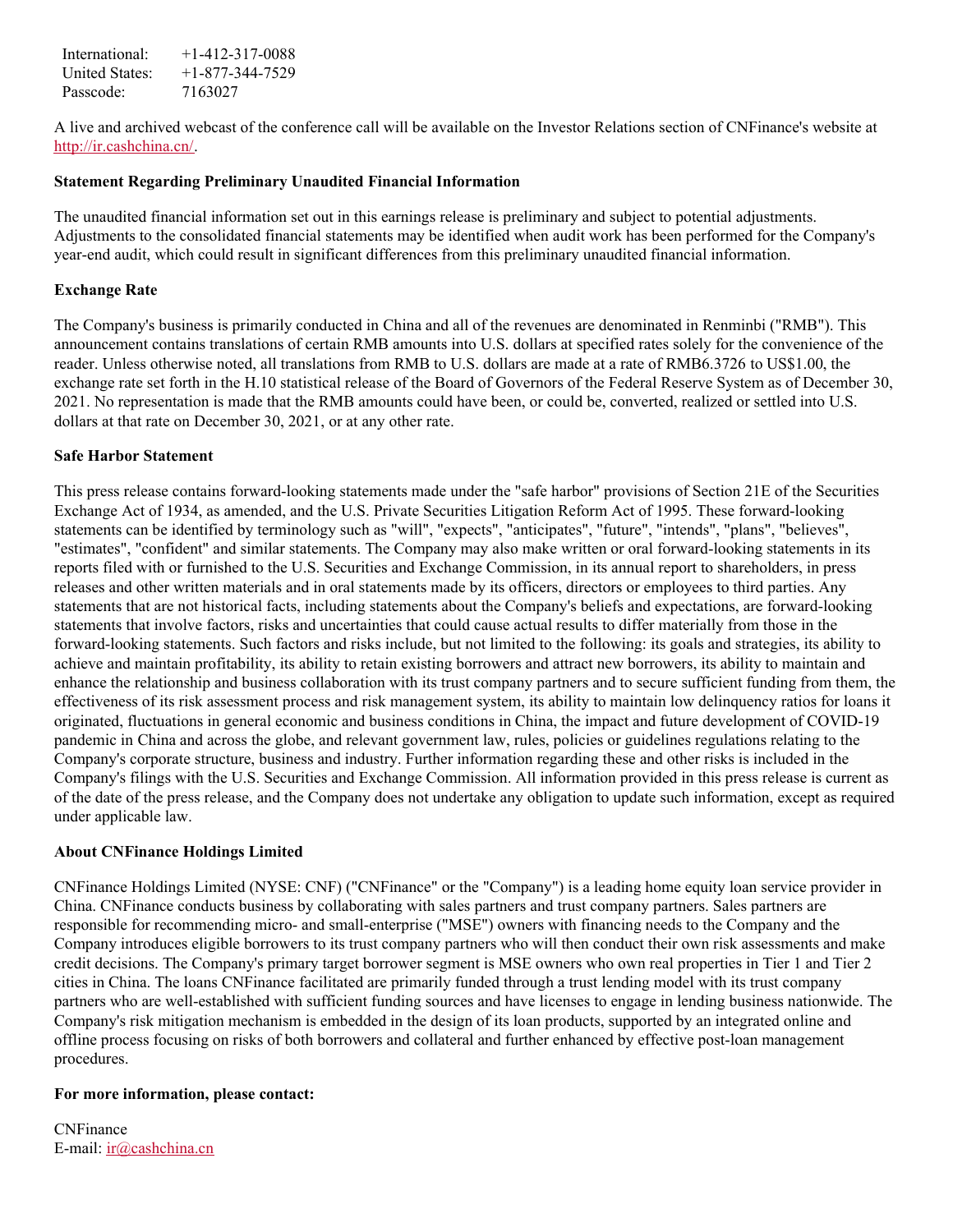| | |
|---|---|
| International: | +1-412-317-0088 |
| United States: | +1-877-344-7529 |
| Passcode: | 7163027 |

A live and archived webcast of the conference call will be available on the Investor Relations section of CNFinance's website at http://ir.cashchina.cn/.

**Statement Regarding Preliminary Unaudited Financial Information**

The unaudited financial information set out in this earnings release is preliminary and subject to potential adjustments. Adjustments to the consolidated financial statements may be identified when audit work has been performed for the Company's year-end audit, which could result in significant differences from this preliminary unaudited financial information.

**Exchange Rate**

The Company's business is primarily conducted in China and all of the revenues are denominated in Renminbi ("RMB"). This announcement contains translations of certain RMB amounts into U.S. dollars at specified rates solely for the convenience of the reader. Unless otherwise noted, all translations from RMB to U.S. dollars are made at a rate of RMB6.3726 to US$1.00, the exchange rate set forth in the H.10 statistical release of the Board of Governors of the Federal Reserve System as of December 30, 2021. No representation is made that the RMB amounts could have been, or could be, converted, realized or settled into U.S. dollars at that rate on December 30, 2021, or at any other rate.

**Safe Harbor Statement**

This press release contains forward-looking statements made under the "safe harbor" provisions of Section 21E of the Securities Exchange Act of 1934, as amended, and the U.S. Private Securities Litigation Reform Act of 1995. These forward-looking statements can be identified by terminology such as "will", "expects", "anticipates", "future", "intends", "plans", "believes", "estimates", "confident" and similar statements. The Company may also make written or oral forward-looking statements in its reports filed with or furnished to the U.S. Securities and Exchange Commission, in its annual report to shareholders, in press releases and other written materials and in oral statements made by its officers, directors or employees to third parties. Any statements that are not historical facts, including statements about the Company's beliefs and expectations, are forward-looking statements that involve factors, risks and uncertainties that could cause actual results to differ materially from those in the forward-looking statements. Such factors and risks include, but not limited to the following: its goals and strategies, its ability to achieve and maintain profitability, its ability to retain existing borrowers and attract new borrowers, its ability to maintain and enhance the relationship and business collaboration with its trust company partners and to secure sufficient funding from them, the effectiveness of its risk assessment process and risk management system, its ability to maintain low delinquency ratios for loans it originated, fluctuations in general economic and business conditions in China, the impact and future development of COVID-19 pandemic in China and across the globe, and relevant government law, rules, policies or guidelines regulations relating to the Company's corporate structure, business and industry. Further information regarding these and other risks is included in the Company's filings with the U.S. Securities and Exchange Commission. All information provided in this press release is current as of the date of the press release, and the Company does not undertake any obligation to update such information, except as required under applicable law.

**About CNFinance Holdings Limited**

CNFinance Holdings Limited (NYSE: CNF) ("CNFinance" or the "Company") is a leading home equity loan service provider in China. CNFinance conducts business by collaborating with sales partners and trust company partners. Sales partners are responsible for recommending micro- and small-enterprise ("MSE") owners with financing needs to the Company and the Company introduces eligible borrowers to its trust company partners who will then conduct their own risk assessments and make credit decisions. The Company's primary target borrower segment is MSE owners who own real properties in Tier 1 and Tier 2 cities in China. The loans CNFinance facilitated are primarily funded through a trust lending model with its trust company partners who are well-established with sufficient funding sources and have licenses to engage in lending business nationwide. The Company's risk mitigation mechanism is embedded in the design of its loan products, supported by an integrated online and offline process focusing on risks of both borrowers and collateral and further enhanced by effective post-loan management procedures.

**For more information, please contact:**

CNFinance
E-mail: ir@cashchina.cn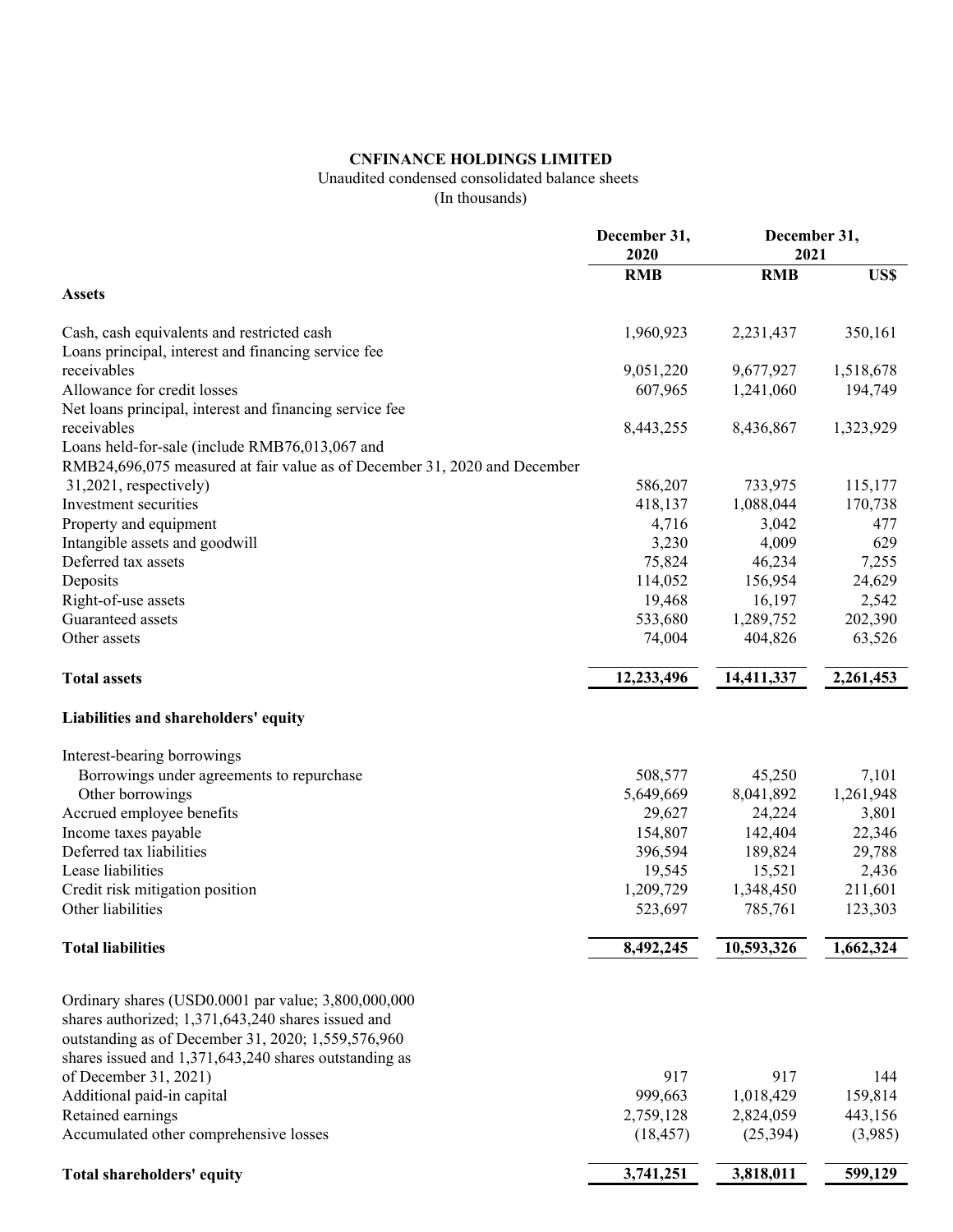**CNFINANCE HOLDINGS LIMITED**

Unaudited condensed consolidated balance sheets

(In thousands)

| | December 31, 2020 | December 31, 2021 | |
|---|---|---|---|
| | RMB | RMB | US$ |
| **Assets** | | | |
| Cash, cash equivalents and restricted cash | 1,960,923 | 2,231,437 | 350,161 |
| Loans principal, interest and financing service fee receivables | 9,051,220 | 9,677,927 | 1,518,678 |
| Allowance for credit losses | 607,965 | 1,241,060 | 194,749 |
| Net loans principal, interest and financing service fee receivables | 8,443,255 | 8,436,867 | 1,323,929 |
| Loans held-for-sale (include RMB76,013,067 and RMB24,696,075 measured at fair value as of December 31, 2020 and December 31,2021, respectively) | 586,207 | 733,975 | 115,177 |
| Investment securities | 418,137 | 1,088,044 | 170,738 |
| Property and equipment | 4,716 | 3,042 | 477 |
| Intangible assets and goodwill | 3,230 | 4,009 | 629 |
| Deferred tax assets | 75,824 | 46,234 | 7,255 |
| Deposits | 114,052 | 156,954 | 24,629 |
| Right-of-use assets | 19,468 | 16,197 | 2,542 |
| Guaranteed assets | 533,680 | 1,289,752 | 202,390 |
| Other assets | 74,004 | 404,826 | 63,526 |
| **Total assets** | **12,233,496** | **14,411,337** | **2,261,453** |
| **Liabilities and shareholders' equity** | | | |
| Interest-bearing borrowings | | | |
| Borrowings under agreements to repurchase | 508,577 | 45,250 | 7,101 |
| Other borrowings | 5,649,669 | 8,041,892 | 1,261,948 |
| Accrued employee benefits | 29,627 | 24,224 | 3,801 |
| Income taxes payable | 154,807 | 142,404 | 22,346 |
| Deferred tax liabilities | 396,594 | 189,824 | 29,788 |
| Lease liabilities | 19,545 | 15,521 | 2,436 |
| Credit risk mitigation position | 1,209,729 | 1,348,450 | 211,601 |
| Other liabilities | 523,697 | 785,761 | 123,303 |
| **Total liabilities** | **8,492,245** | **10,593,326** | **1,662,324** |
| Ordinary shares (USD0.0001 par value; 3,800,000,000 shares authorized; 1,371,643,240 shares issued and outstanding as of December 31, 2020; 1,559,576,960 shares issued and 1,371,643,240 shares outstanding as of December 31, 2021) | 917 | 917 | 144 |
| Additional paid-in capital | 999,663 | 1,018,429 | 159,814 |
| Retained earnings | 2,759,128 | 2,824,059 | 443,156 |
| Accumulated other comprehensive losses | (18,457) | (25,394) | (3,985) |
| **Total shareholders' equity** | **3,741,251** | **3,818,011** | **599,129** |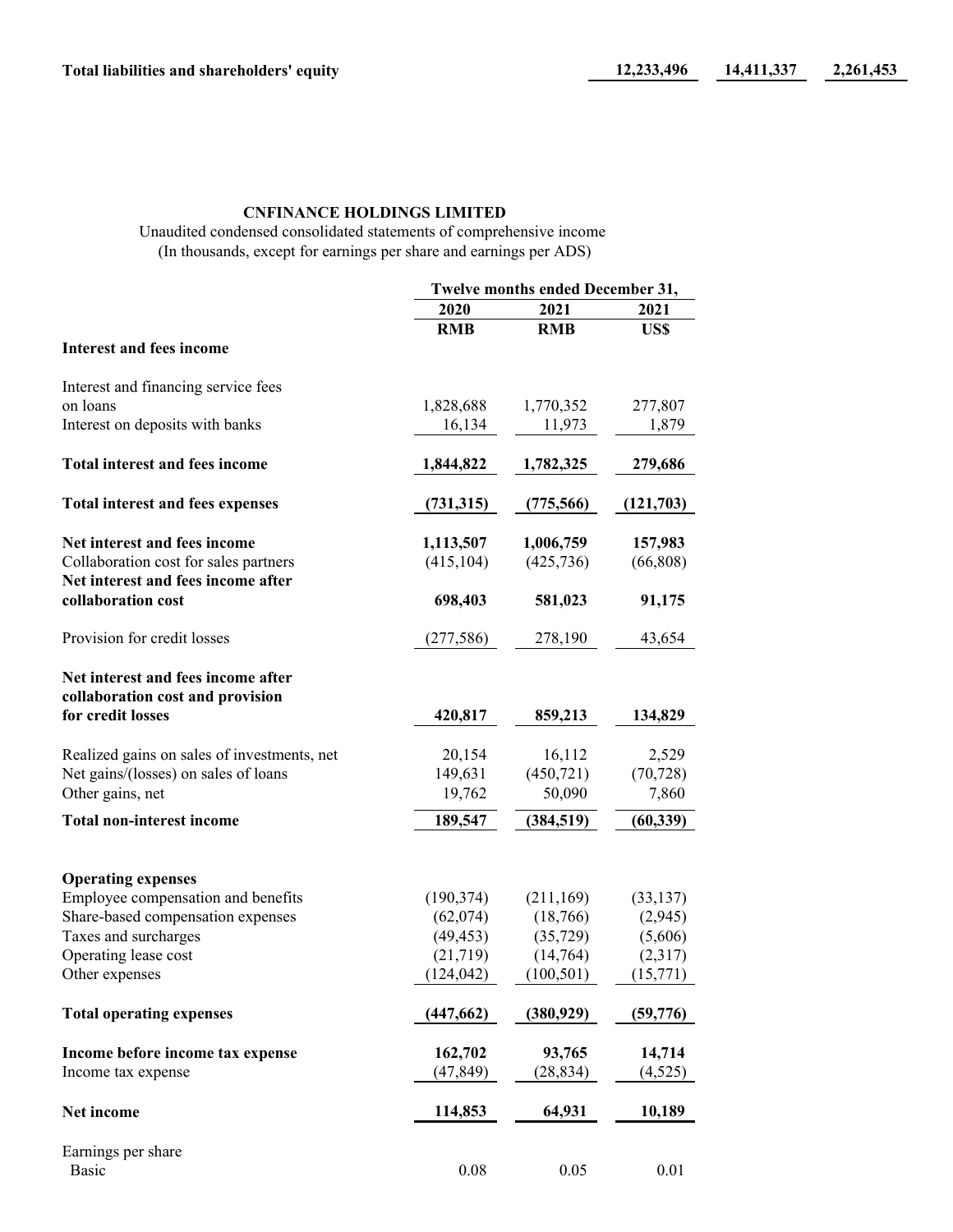| Total liabilities and shareholders' equity | 12,233,496 | 14,411,337 | 2,261,453 |
|---|---|---|---|

**CNFINANCE HOLDINGS LIMITED**

Unaudited condensed consolidated statements of comprehensive income
(In thousands, except for earnings per share and earnings per ADS)

| | Twelve months ended December 31, | | |
|---|---|---|---|
| | 2020 | 2021 | 2021 |
| | RMB | RMB | US$ |
| **Interest and fees income** | | | |
| Interest and financing service fees on loans | 1,828,688 | 1,770,352 | 277,807 |
| Interest on deposits with banks | 16,134 | 11,973 | 1,879 |
| **Total interest and fees income** | **1,844,822** | **1,782,325** | **279,686** |
| **Total interest and fees expenses** | **(731,315)** | **(775,566)** | **(121,703)** |
| **Net interest and fees income** | **1,113,507** | **1,006,759** | **157,983** |
| Collaboration cost for sales partners | (415,104) | (425,736) | (66,808) |
| **Net interest and fees income after collaboration cost** | **698,403** | **581,023** | **91,175** |
| Provision for credit losses | (277,586) | 278,190 | 43,654 |
| **Net interest and fees income after collaboration cost and provision for credit losses** | **420,817** | **859,213** | **134,829** |
| Realized gains on sales of investments, net | 20,154 | 16,112 | 2,529 |
| Net gains/(losses) on sales of loans | 149,631 | (450,721) | (70,728) |
| Other gains, net | 19,762 | 50,090 | 7,860 |
| **Total non-interest income** | **189,547** | **(384,519)** | **(60,339)** |
| **Operating expenses** | | | |
| Employee compensation and benefits | (190,374) | (211,169) | (33,137) |
| Share-based compensation expenses | (62,074) | (18,766) | (2,945) |
| Taxes and surcharges | (49,453) | (35,729) | (5,606) |
| Operating lease cost | (21,719) | (14,764) | (2,317) |
| Other expenses | (124,042) | (100,501) | (15,771) |
| **Total operating expenses** | **(447,662)** | **(380,929)** | **(59,776)** |
| **Income before income tax expense** | **162,702** | **93,765** | **14,714** |
| Income tax expense | (47,849) | (28,834) | (4,525) |
| **Net income** | **114,853** | **64,931** | **10,189** |
| Earnings per share | | | |
| Basic | 0.08 | 0.05 | 0.01 |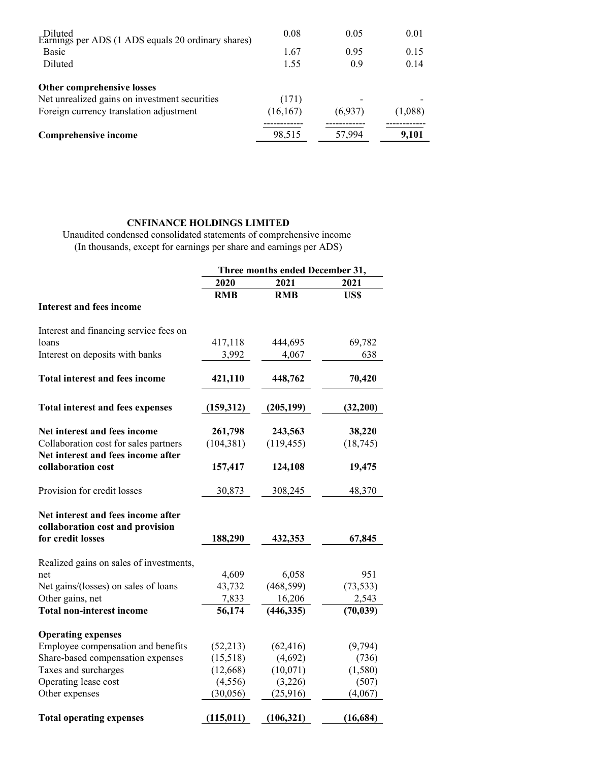| | | | |
|---|---|---|---|
| Diluted | 0.08 | 0.05 | 0.01 |
| Earnings per ADS (1 ADS equals 20 ordinary shares) | | | |
| Basic | 1.67 | 0.95 | 0.15 |
| Diluted | 1.55 | 0.9 | 0.14 |
| | | | |
| **Other comprehensive losses** | | | |
| Net unrealized gains on investment securities | (171) | - | - |
| Foreign currency translation adjustment | (16,167) | (6,937) | (1,088) |
| **Comprehensive income** | 98,515 | 57,994 | **9,101** |

**CNFINANCE HOLDINGS LIMITED**

Unaudited condensed consolidated statements of comprehensive income

(In thousands, except for earnings per share and earnings per ADS)

| | Three months ended December 31, | | |
|---|---|---|---|
| | 2020 | 2021 | 2021 |
| | RMB | RMB | US$ |
| **Interest and fees income** | | | |
| Interest and financing service fees on loans | 417,118 | 444,695 | 69,782 |
| Interest on deposits with banks | 3,992 | 4,067 | 638 |
| **Total interest and fees income** | **421,110** | **448,762** | **70,420** |
| **Total interest and fees expenses** | **(159,312)** | **(205,199)** | **(32,200)** |
| **Net interest and fees income** | **261,798** | **243,563** | **38,220** |
| Collaboration cost for sales partners | (104,381) | (119,455) | (18,745) |
| **Net interest and fees income after collaboration cost** | **157,417** | **124,108** | **19,475** |
| Provision for credit losses | 30,873 | 308,245 | 48,370 |
| **Net interest and fees income after collaboration cost and provision for credit losses** | **188,290** | **432,353** | **67,845** |
| Realized gains on sales of investments, net | 4,609 | 6,058 | 951 |
| Net gains/(losses) on sales of loans | 43,732 | (468,599) | (73,533) |
| Other gains, net | 7,833 | 16,206 | 2,543 |
| **Total non-interest income** | **56,174** | **(446,335)** | **(70,039)** |
| **Operating expenses** | | | |
| Employee compensation and benefits | (52,213) | (62,416) | (9,794) |
| Share-based compensation expenses | (15,518) | (4,692) | (736) |
| Taxes and surcharges | (12,668) | (10,071) | (1,580) |
| Operating lease cost | (4,556) | (3,226) | (507) |
| Other expenses | (30,056) | (25,916) | (4,067) |
| **Total operating expenses** | **(115,011)** | **(106,321)** | **(16,684)** |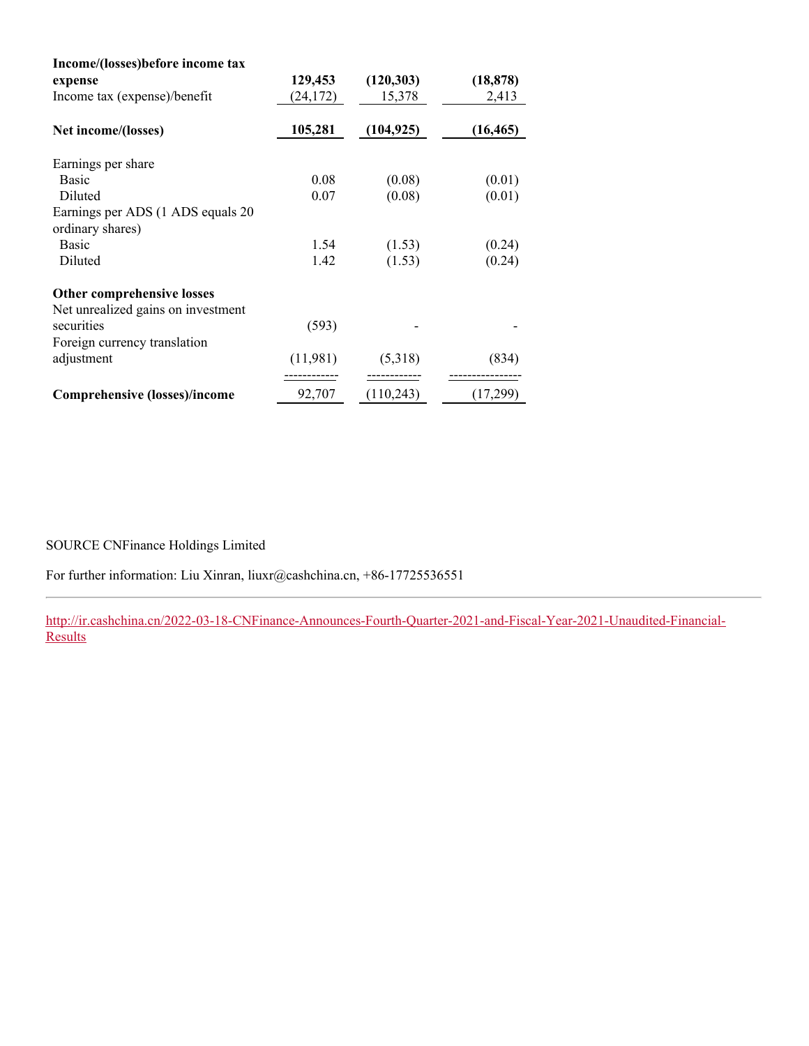| | | | |
|---|---|---|---|
| **Income/(losses)before income tax expense** | **129,453** | **(120,303)** | **(18,878)** |
| Income tax (expense)/benefit | (24,172) | 15,378 | 2,413 |
| **Net income/(losses)** | **105,281** | **(104,925)** | **(16,465)** |
| Earnings per share | | | |
| Basic | 0.08 | (0.08) | (0.01) |
| Diluted | 0.07 | (0.08) | (0.01) |
| Earnings per ADS (1 ADS equals 20 ordinary shares) | | | |
| Basic | 1.54 | (1.53) | (0.24) |
| Diluted | 1.42 | (1.53) | (0.24) |
| **Other comprehensive losses** | | | |
| Net unrealized gains on investment securities | (593) | - | - |
| Foreign currency translation adjustment | (11,981) | (5,318) | (834) |
| **Comprehensive (losses)/income** | 92,707 | (110,243) | (17,299) |

SOURCE CNFinance Holdings Limited

For further information: Liu Xinran, liuxr@cashchina.cn, +86-17725536551

---

http://ir.cashchina.cn/2022-03-18-CNFinance-Announces-Fourth-Quarter-2021-and-Fiscal-Year-2021-Unaudited-Financial-Results